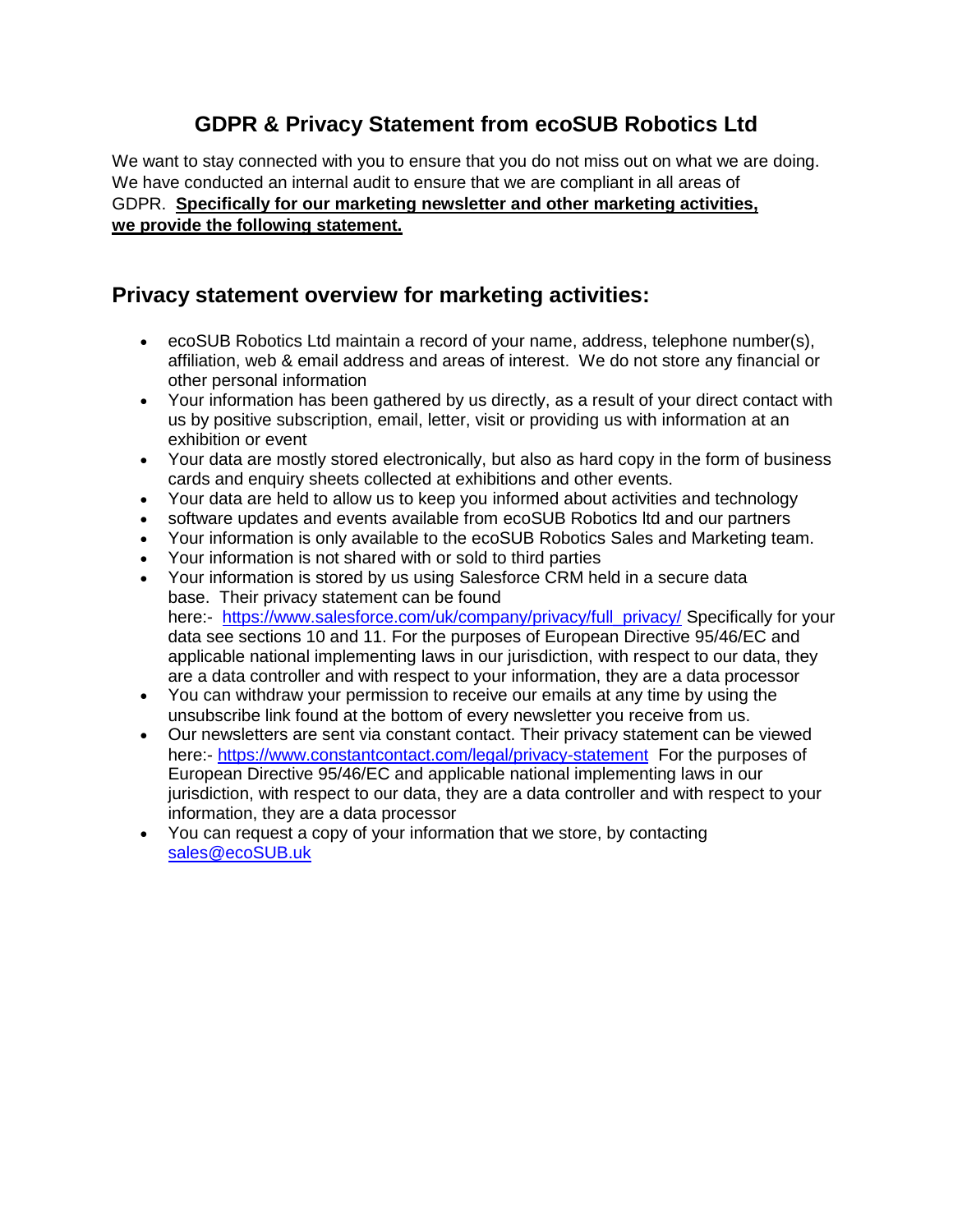# GDPR & Privacy Statement from ecoSUB Robotics Ltd

We want to stay connected with you to ensure that you do not miss out on what we are doing. We have conducted an internal audit to ensure that we are compliant in all areas of GDPR. **Specifically for our marketing newsletter and other marketing activities, we provide the following statement.**

## Privacy statement overview for marketing activities:

- ecoSUB Robotics Ltd maintain a record of your name, address, telephone number(s), affiliation, web & email address and areas of interest. We do not store any financial or other personal information
- Your information has been gathered by us directly, as a result of your direct contact with us by positive subscription, email, letter, visit or providing us with information at an exhibition or event
- Your data are mostly stored electronically, but also as hard copy in the form of business cards and enquiry sheets collected at exhibitions and other events.
- Your data are held to allow us to keep you informed about activities and technology
- software updates and events available from ecoSUB Robotics ltd and our partners
- Your information is only available to the ecoSUB Robotics Sales and Marketing team.
- Your information is not shared with or sold to third parties
- Your information is stored by us using Salesforce CRM held in a secure data base. Their privacy statement can be found here:- https://www.salesforce.com/uk/company/privacy/full_privacy/ Specifically for your data see sections 10 and 11. For the purposes of European Directive 95/46/EC and applicable national implementing laws in our jurisdiction, with respect to our data, they are a data controller and with respect to your information, they are a data processor
- You can withdraw your permission to receive our emails at any time by using the unsubscribe link found at the bottom of every newsletter you receive from us.
- Our newsletters are sent via constant contact. Their privacy statement can be viewed here:- https://www.constantcontact.com/legal/privacy-statement For the purposes of European Directive 95/46/EC and applicable national implementing laws in our jurisdiction, with respect to our data, they are a data controller and with respect to your information, they are a data processor
- You can request a copy of your information that we store, by contacting sales@ecoSUB.uk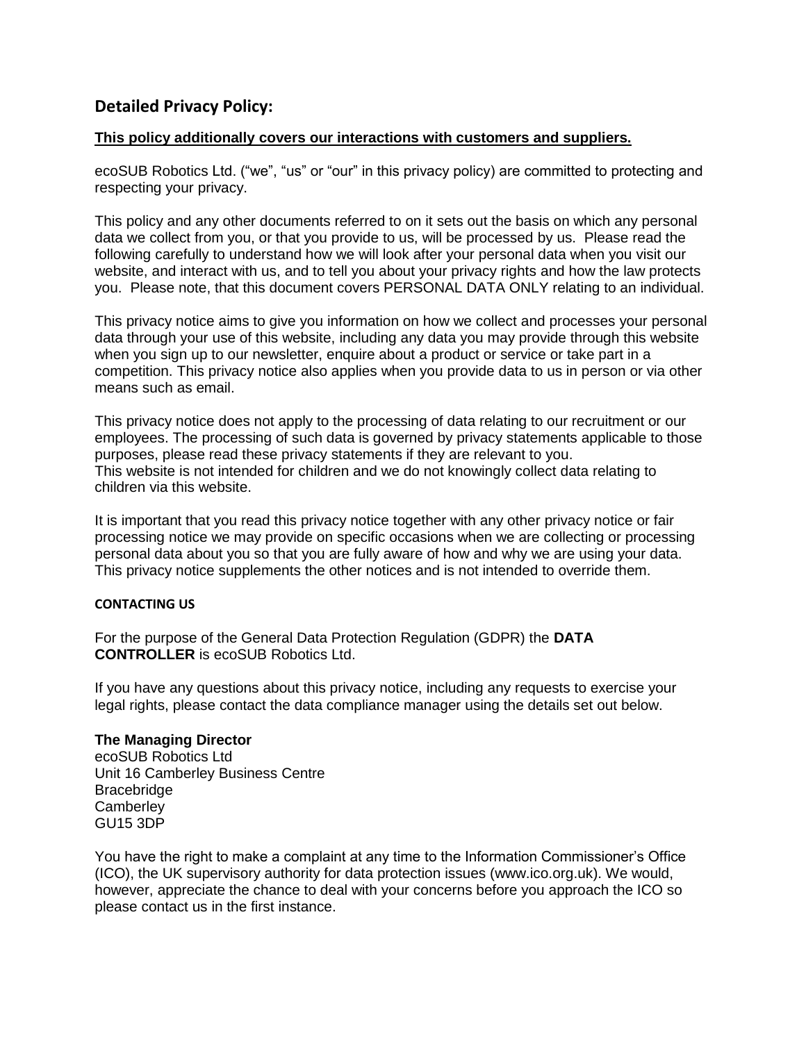## Detailed Privacy Policy:

**<u>This policy additionally covers our interactions with customers and suppliers.</u>**

ecoSUB Robotics Ltd. ("we", "us" or "our" in this privacy policy) are committed to protecting and respecting your privacy.

This policy and any other documents referred to on it sets out the basis on which any personal data we collect from you, or that you provide to us, will be processed by us. Please read the following carefully to understand how we will look after your personal data when you visit our website, and interact with us, and to tell you about your privacy rights and how the law protects you. Please note, that this document covers PERSONAL DATA ONLY relating to an individual.

This privacy notice aims to give you information on how we collect and processes your personal data through your use of this website, including any data you may provide through this website when you sign up to our newsletter, enquire about a product or service or take part in a competition. This privacy notice also applies when you provide data to us in person or via other means such as email.

This privacy notice does not apply to the processing of data relating to our recruitment or our employees. The processing of such data is governed by privacy statements applicable to those purposes, please read these privacy statements if they are relevant to you.
This website is not intended for children and we do not knowingly collect data relating to children via this website.

It is important that you read this privacy notice together with any other privacy notice or fair processing notice we may provide on specific occasions when we are collecting or processing personal data about you so that you are fully aware of how and why we are using your data. This privacy notice supplements the other notices and is not intended to override them.

#### CONTACTING US

For the purpose of the General Data Protection Regulation (GDPR) the **DATA CONTROLLER** is ecoSUB Robotics Ltd.

If you have any questions about this privacy notice, including any requests to exercise your legal rights, please contact the data compliance manager using the details set out below.

**The Managing Director**
ecoSUB Robotics Ltd
Unit 16 Camberley Business Centre
Bracebridge
Camberley
GU15 3DP

You have the right to make a complaint at any time to the Information Commissioner's Office (ICO), the UK supervisory authority for data protection issues (www.ico.org.uk). We would, however, appreciate the chance to deal with your concerns before you approach the ICO so please contact us in the first instance.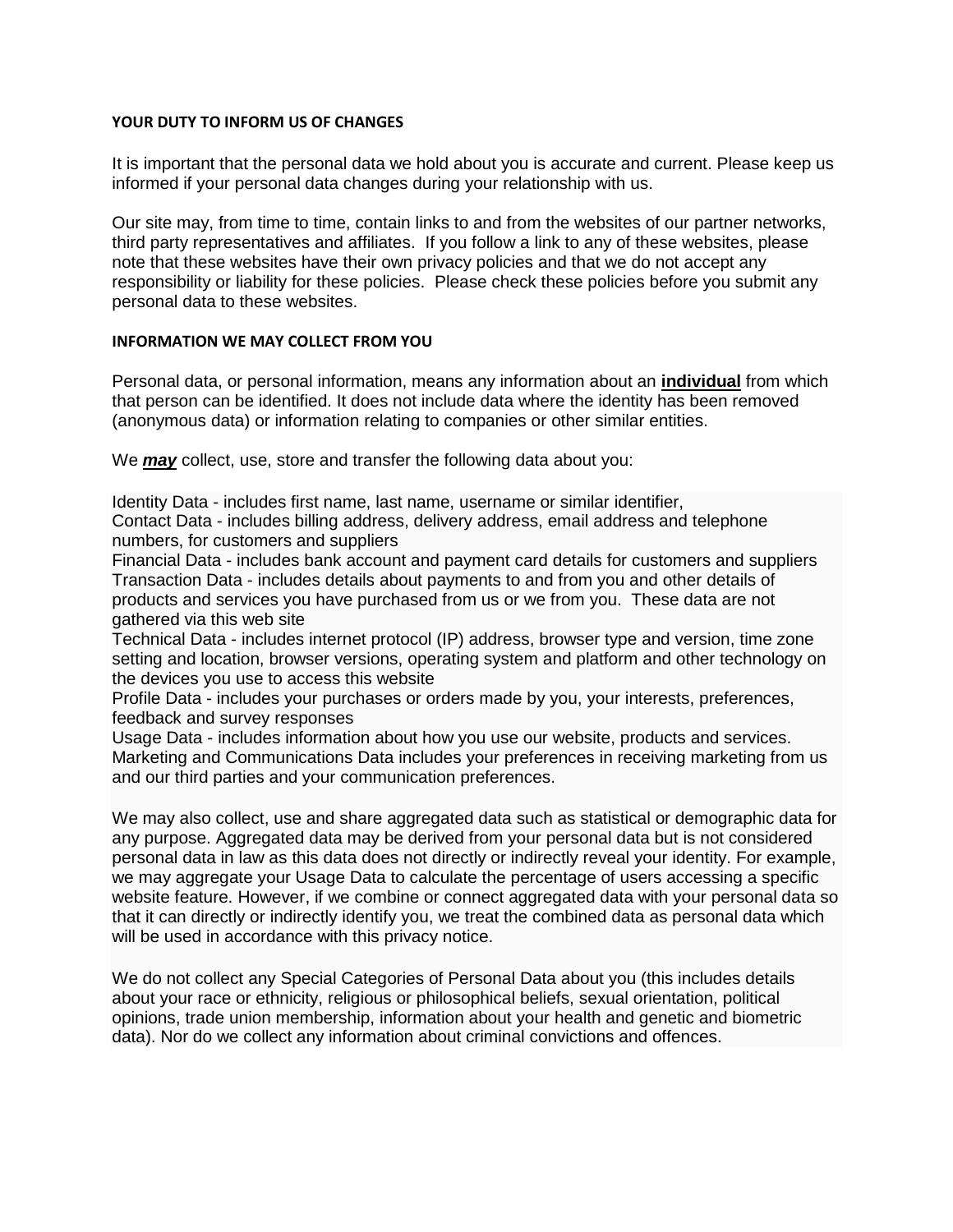**YOUR DUTY TO INFORM US OF CHANGES**

It is important that the personal data we hold about you is accurate and current. Please keep us informed if your personal data changes during your relationship with us.

Our site may, from time to time, contain links to and from the websites of our partner networks, third party representatives and affiliates. If you follow a link to any of these websites, please note that these websites have their own privacy policies and that we do not accept any responsibility or liability for these policies. Please check these policies before you submit any personal data to these websites.

**INFORMATION WE MAY COLLECT FROM YOU**

Personal data, or personal information, means any information about an **individual** from which that person can be identified. It does not include data where the identity has been removed (anonymous data) or information relating to companies or other similar entities.

We ***may*** collect, use, store and transfer the following data about you:

Identity Data - includes first name, last name, username or similar identifier,
Contact Data - includes billing address, delivery address, email address and telephone numbers, for customers and suppliers
Financial Data - includes bank account and payment card details for customers and suppliers
Transaction Data - includes details about payments to and from you and other details of products and services you have purchased from us or we from you. These data are not gathered via this web site
Technical Data - includes internet protocol (IP) address, browser type and version, time zone setting and location, browser versions, operating system and platform and other technology on the devices you use to access this website
Profile Data - includes your purchases or orders made by you, your interests, preferences, feedback and survey responses
Usage Data - includes information about how you use our website, products and services.
Marketing and Communications Data includes your preferences in receiving marketing from us and our third parties and your communication preferences.

We may also collect, use and share aggregated data such as statistical or demographic data for any purpose. Aggregated data may be derived from your personal data but is not considered personal data in law as this data does not directly or indirectly reveal your identity. For example, we may aggregate your Usage Data to calculate the percentage of users accessing a specific website feature. However, if we combine or connect aggregated data with your personal data so that it can directly or indirectly identify you, we treat the combined data as personal data which will be used in accordance with this privacy notice.

We do not collect any Special Categories of Personal Data about you (this includes details about your race or ethnicity, religious or philosophical beliefs, sexual orientation, political opinions, trade union membership, information about your health and genetic and biometric data). Nor do we collect any information about criminal convictions and offences.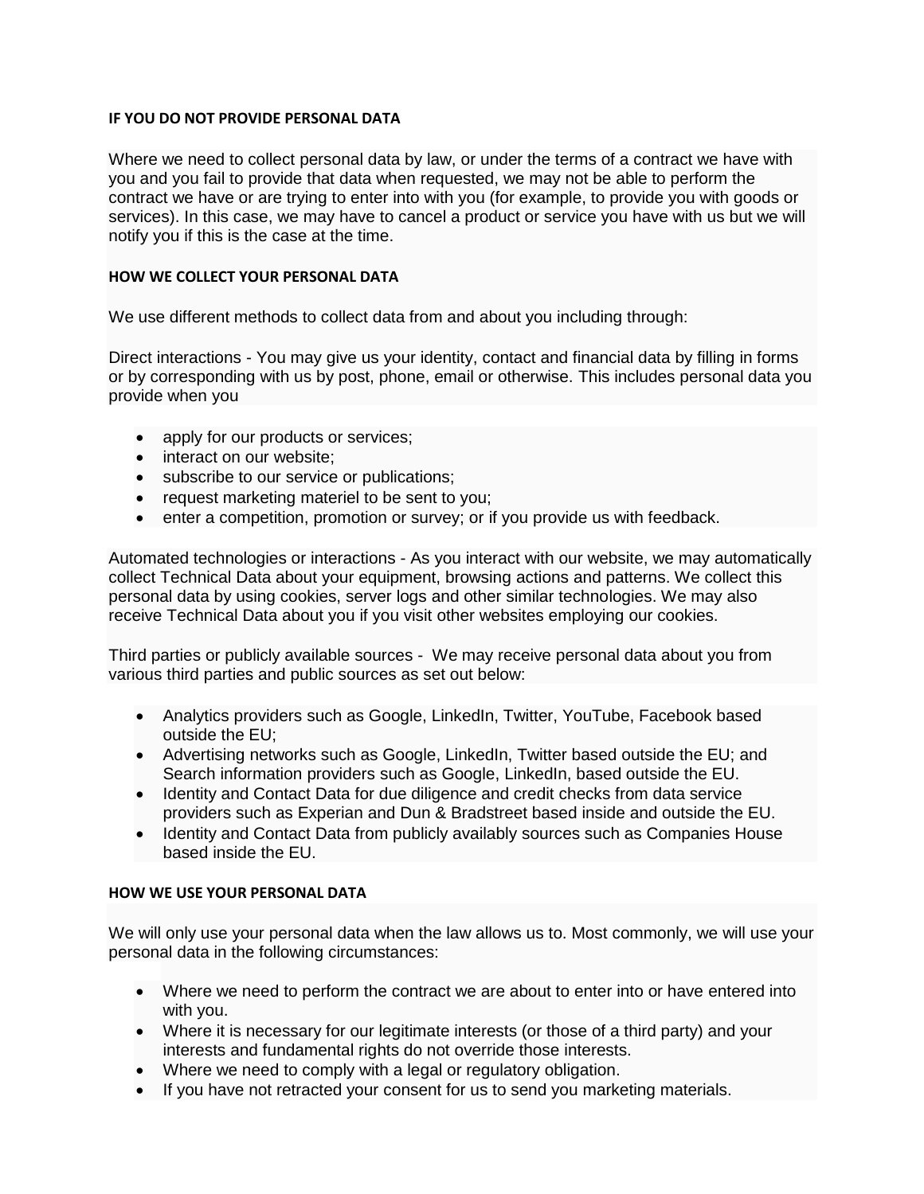**IF YOU DO NOT PROVIDE PERSONAL DATA**

Where we need to collect personal data by law, or under the terms of a contract we have with you and you fail to provide that data when requested, we may not be able to perform the contract we have or are trying to enter into with you (for example, to provide you with goods or services). In this case, we may have to cancel a product or service you have with us but we will notify you if this is the case at the time.

**HOW WE COLLECT YOUR PERSONAL DATA**

We use different methods to collect data from and about you including through:

Direct interactions - You may give us your identity, contact and financial data by filling in forms or by corresponding with us by post, phone, email or otherwise. This includes personal data you provide when you

- apply for our products or services;
- interact on our website;
- subscribe to our service or publications;
- request marketing materiel to be sent to you;
- enter a competition, promotion or survey; or if you provide us with feedback.

Automated technologies or interactions - As you interact with our website, we may automatically collect Technical Data about your equipment, browsing actions and patterns. We collect this personal data by using cookies, server logs and other similar technologies. We may also receive Technical Data about you if you visit other websites employing our cookies.

Third parties or publicly available sources - We may receive personal data about you from various third parties and public sources as set out below:

- Analytics providers such as Google, LinkedIn, Twitter, YouTube, Facebook based outside the EU;
- Advertising networks such as Google, LinkedIn, Twitter based outside the EU; and Search information providers such as Google, LinkedIn, based outside the EU.
- Identity and Contact Data for due diligence and credit checks from data service providers such as Experian and Dun & Bradstreet based inside and outside the EU.
- Identity and Contact Data from publicly availably sources such as Companies House based inside the EU.

**HOW WE USE YOUR PERSONAL DATA**

We will only use your personal data when the law allows us to. Most commonly, we will use your personal data in the following circumstances:

- Where we need to perform the contract we are about to enter into or have entered into with you.
- Where it is necessary for our legitimate interests (or those of a third party) and your interests and fundamental rights do not override those interests.
- Where we need to comply with a legal or regulatory obligation.
- If you have not retracted your consent for us to send you marketing materials.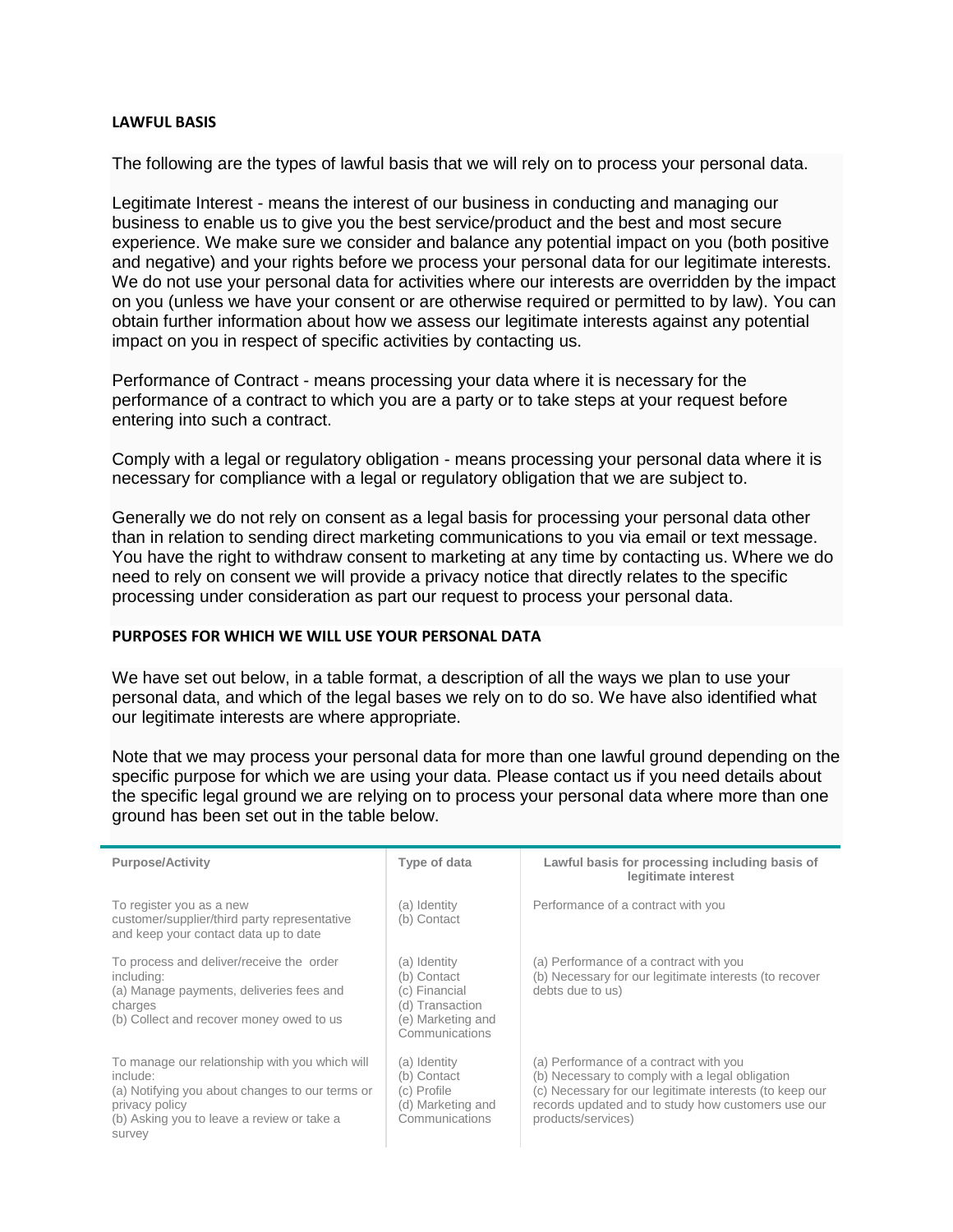**LAWFUL BASIS**

The following are the types of lawful basis that we will rely on to process your personal data.

Legitimate Interest - means the interest of our business in conducting and managing our business to enable us to give you the best service/product and the best and most secure experience. We make sure we consider and balance any potential impact on you (both positive and negative) and your rights before we process your personal data for our legitimate interests. We do not use your personal data for activities where our interests are overridden by the impact on you (unless we have your consent or are otherwise required or permitted to by law). You can obtain further information about how we assess our legitimate interests against any potential impact on you in respect of specific activities by contacting us.

Performance of Contract - means processing your data where it is necessary for the performance of a contract to which you are a party or to take steps at your request before entering into such a contract.

Comply with a legal or regulatory obligation - means processing your personal data where it is necessary for compliance with a legal or regulatory obligation that we are subject to.

Generally we do not rely on consent as a legal basis for processing your personal data other than in relation to sending direct marketing communications to you via email or text message. You have the right to withdraw consent to marketing at any time by contacting us. Where we do need to rely on consent we will provide a privacy notice that directly relates to the specific processing under consideration as part our request to process your personal data.

**PURPOSES FOR WHICH WE WILL USE YOUR PERSONAL DATA**

We have set out below, in a table format, a description of all the ways we plan to use your personal data, and which of the legal bases we rely on to do so. We have also identified what our legitimate interests are where appropriate.

Note that we may process your personal data for more than one lawful ground depending on the specific purpose for which we are using your data. Please contact us if you need details about the specific legal ground we are relying on to process your personal data where more than one ground has been set out in the table below.

| Purpose/Activity | Type of data | Lawful basis for processing including basis of legitimate interest |
|---|---|---|
| To register you as a new customer/supplier/third party representative and keep your contact data up to date | (a) Identity<br>(b) Contact | Performance of a contract with you |
| To process and deliver/receive the order including:<br>(a) Manage payments, deliveries fees and charges<br>(b) Collect and recover money owed to us | (a) Identity<br>(b) Contact<br>(c) Financial<br>(d) Transaction<br>(e) Marketing and Communications | (a) Performance of a contract with you<br>(b) Necessary for our legitimate interests (to recover debts due to us) |
| To manage our relationship with you which will include:<br>(a) Notifying you about changes to our terms or privacy policy<br>(b) Asking you to leave a review or take a survey | (a) Identity<br>(b) Contact<br>(c) Profile<br>(d) Marketing and Communications | (a) Performance of a contract with you<br>(b) Necessary to comply with a legal obligation<br>(c) Necessary for our legitimate interests (to keep our records updated and to study how customers use our products/services) |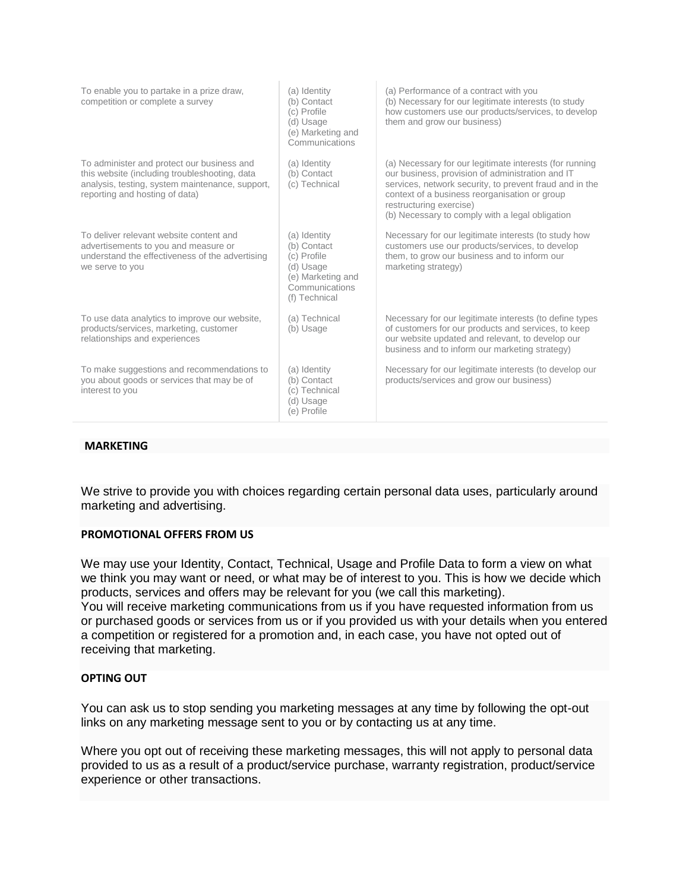| | | |
|---|---|---|
| To enable you to partake in a prize draw, competition or complete a survey | (a) Identity<br>(b) Contact<br>(c) Profile<br>(d) Usage<br>(e) Marketing and Communications | (a) Performance of a contract with you<br>(b) Necessary for our legitimate interests (to study how customers use our products/services, to develop them and grow our business) |
| To administer and protect our business and this website (including troubleshooting, data analysis, testing, system maintenance, support, reporting and hosting of data) | (a) Identity<br>(b) Contact<br>(c) Technical | (a) Necessary for our legitimate interests (for running our business, provision of administration and IT services, network security, to prevent fraud and in the context of a business reorganisation or group restructuring exercise)<br>(b) Necessary to comply with a legal obligation |
| To deliver relevant website content and advertisements to you and measure or understand the effectiveness of the advertising we serve to you | (a) Identity<br>(b) Contact<br>(c) Profile<br>(d) Usage<br>(e) Marketing and Communications<br>(f) Technical | Necessary for our legitimate interests (to study how customers use our products/services, to develop them, to grow our business and to inform our marketing strategy) |
| To use data analytics to improve our website, products/services, marketing, customer relationships and experiences | (a) Technical<br>(b) Usage | Necessary for our legitimate interests (to define types of customers for our products and services, to keep our website updated and relevant, to develop our business and to inform our marketing strategy) |
| To make suggestions and recommendations to you about goods or services that may be of interest to you | (a) Identity<br>(b) Contact<br>(c) Technical<br>(d) Usage<br>(e) Profile | Necessary for our legitimate interests (to develop our products/services and grow our business) |

## MARKETING

We strive to provide you with choices regarding certain personal data uses, particularly around marketing and advertising.

### PROMOTIONAL OFFERS FROM US

We may use your Identity, Contact, Technical, Usage and Profile Data to form a view on what we think you may want or need, or what may be of interest to you. This is how we decide which products, services and offers may be relevant for you (we call this marketing).
You will receive marketing communications from us if you have requested information from us or purchased goods or services from us or if you provided us with your details when you entered a competition or registered for a promotion and, in each case, you have not opted out of receiving that marketing.

### OPTING OUT

You can ask us to stop sending you marketing messages at any time by following the opt-out links on any marketing message sent to you or by contacting us at any time.

Where you opt out of receiving these marketing messages, this will not apply to personal data provided to us as a result of a product/service purchase, warranty registration, product/service experience or other transactions.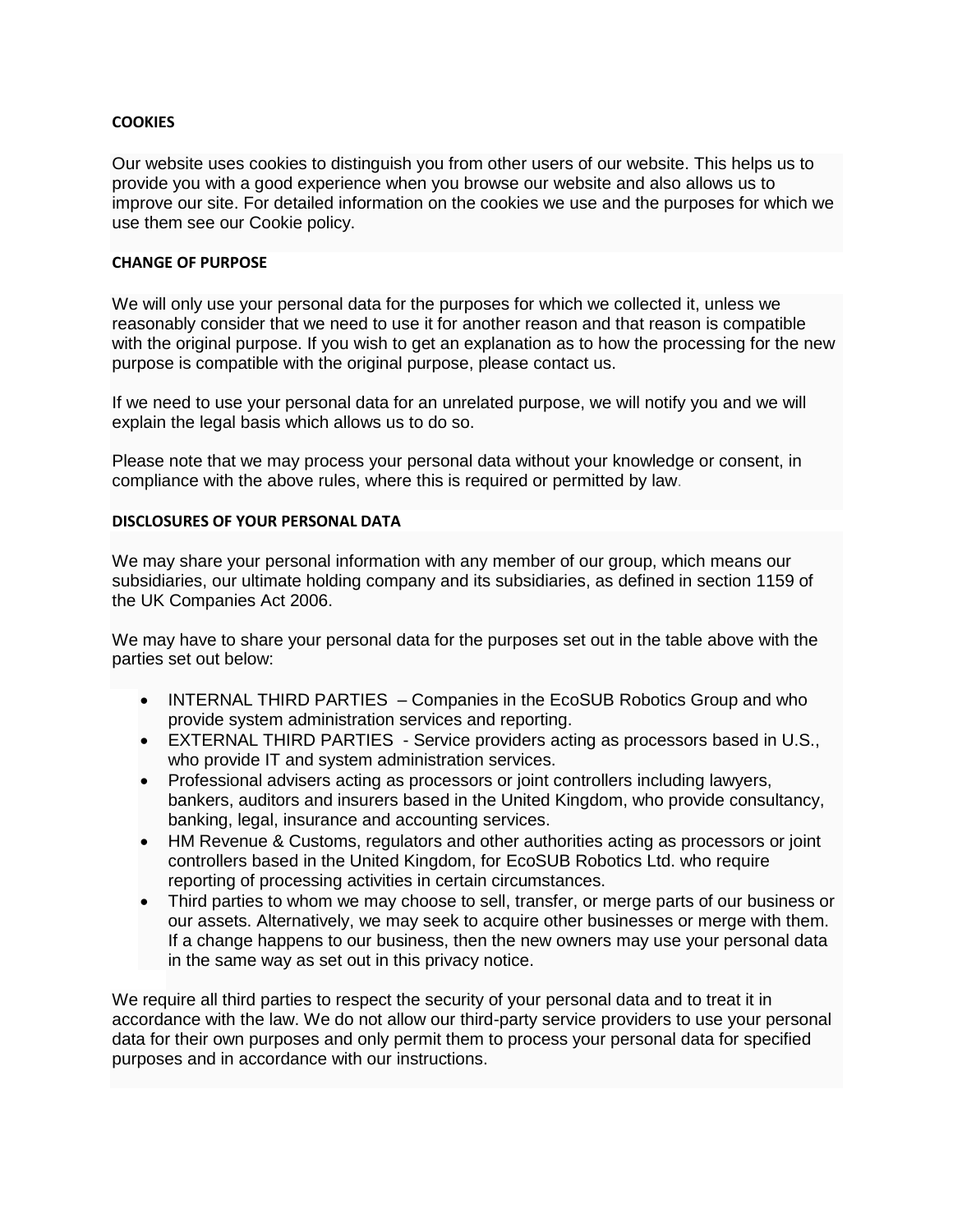**COOKIES**

Our website uses cookies to distinguish you from other users of our website. This helps us to provide you with a good experience when you browse our website and also allows us to improve our site. For detailed information on the cookies we use and the purposes for which we use them see our Cookie policy.

**CHANGE OF PURPOSE**

We will only use your personal data for the purposes for which we collected it, unless we reasonably consider that we need to use it for another reason and that reason is compatible with the original purpose. If you wish to get an explanation as to how the processing for the new purpose is compatible with the original purpose, please contact us.

If we need to use your personal data for an unrelated purpose, we will notify you and we will explain the legal basis which allows us to do so.

Please note that we may process your personal data without your knowledge or consent, in compliance with the above rules, where this is required or permitted by law.

**DISCLOSURES OF YOUR PERSONAL DATA**

We may share your personal information with any member of our group, which means our subsidiaries, our ultimate holding company and its subsidiaries, as defined in section 1159 of the UK Companies Act 2006.

We may have to share your personal data for the purposes set out in the table above with the parties set out below:

- INTERNAL THIRD PARTIES – Companies in the EcoSUB Robotics Group and who provide system administration services and reporting.
- EXTERNAL THIRD PARTIES - Service providers acting as processors based in U.S., who provide IT and system administration services.
- Professional advisers acting as processors or joint controllers including lawyers, bankers, auditors and insurers based in the United Kingdom, who provide consultancy, banking, legal, insurance and accounting services.
- HM Revenue & Customs, regulators and other authorities acting as processors or joint controllers based in the United Kingdom, for EcoSUB Robotics Ltd. who require reporting of processing activities in certain circumstances.
- Third parties to whom we may choose to sell, transfer, or merge parts of our business or our assets. Alternatively, we may seek to acquire other businesses or merge with them. If a change happens to our business, then the new owners may use your personal data in the same way as set out in this privacy notice.

We require all third parties to respect the security of your personal data and to treat it in accordance with the law. We do not allow our third-party service providers to use your personal data for their own purposes and only permit them to process your personal data for specified purposes and in accordance with our instructions.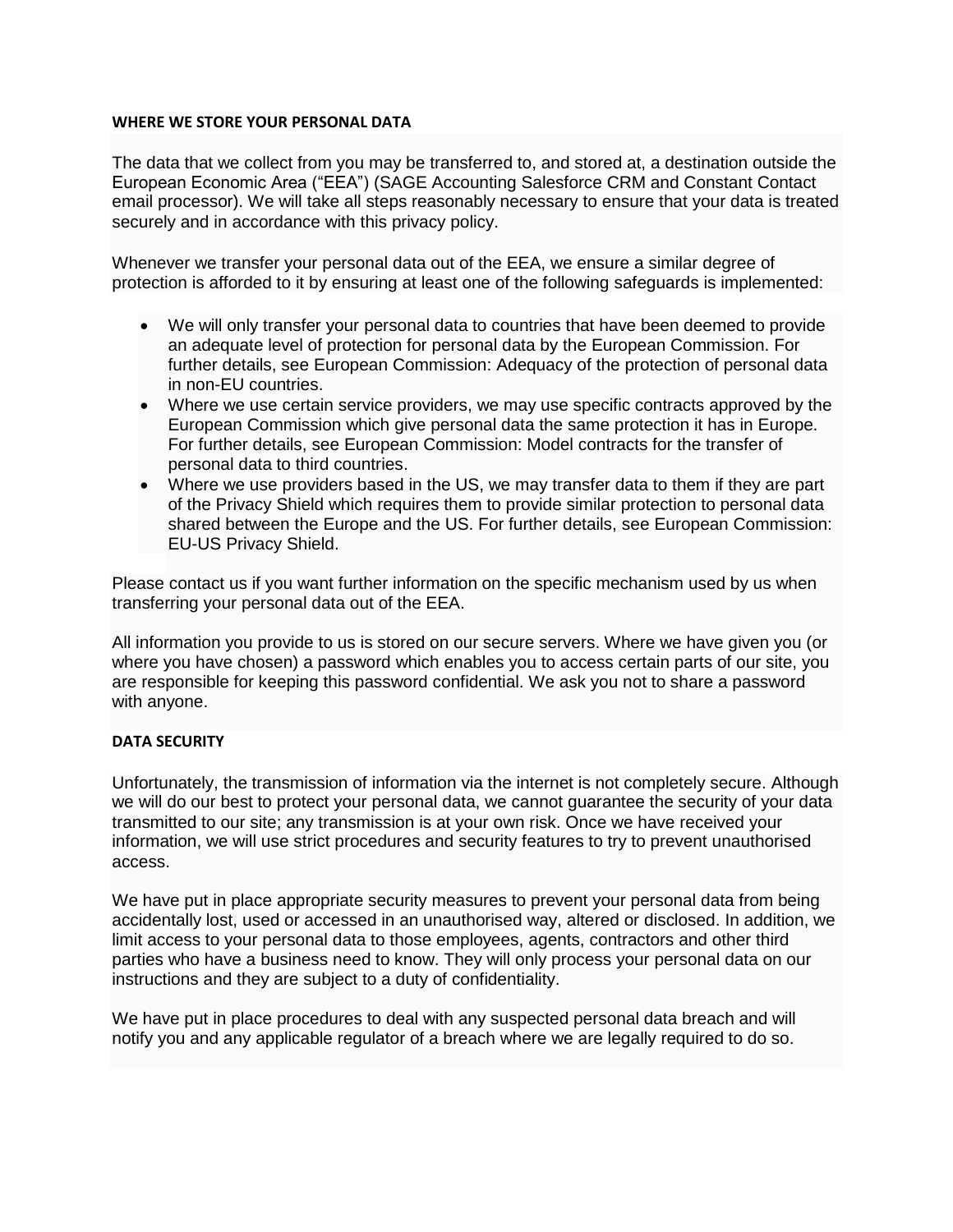**WHERE WE STORE YOUR PERSONAL DATA**

The data that we collect from you may be transferred to, and stored at, a destination outside the European Economic Area ("EEA") (SAGE Accounting Salesforce CRM and Constant Contact email processor). We will take all steps reasonably necessary to ensure that your data is treated securely and in accordance with this privacy policy.

Whenever we transfer your personal data out of the EEA, we ensure a similar degree of protection is afforded to it by ensuring at least one of the following safeguards is implemented:

- We will only transfer your personal data to countries that have been deemed to provide an adequate level of protection for personal data by the European Commission. For further details, see European Commission: Adequacy of the protection of personal data in non-EU countries.
- Where we use certain service providers, we may use specific contracts approved by the European Commission which give personal data the same protection it has in Europe. For further details, see European Commission: Model contracts for the transfer of personal data to third countries.
- Where we use providers based in the US, we may transfer data to them if they are part of the Privacy Shield which requires them to provide similar protection to personal data shared between the Europe and the US. For further details, see European Commission: EU-US Privacy Shield.

Please contact us if you want further information on the specific mechanism used by us when transferring your personal data out of the EEA.

All information you provide to us is stored on our secure servers. Where we have given you (or where you have chosen) a password which enables you to access certain parts of our site, you are responsible for keeping this password confidential. We ask you not to share a password with anyone.

**DATA SECURITY**

Unfortunately, the transmission of information via the internet is not completely secure. Although we will do our best to protect your personal data, we cannot guarantee the security of your data transmitted to our site; any transmission is at your own risk. Once we have received your information, we will use strict procedures and security features to try to prevent unauthorised access.

We have put in place appropriate security measures to prevent your personal data from being accidentally lost, used or accessed in an unauthorised way, altered or disclosed. In addition, we limit access to your personal data to those employees, agents, contractors and other third parties who have a business need to know. They will only process your personal data on our instructions and they are subject to a duty of confidentiality.

We have put in place procedures to deal with any suspected personal data breach and will notify you and any applicable regulator of a breach where we are legally required to do so.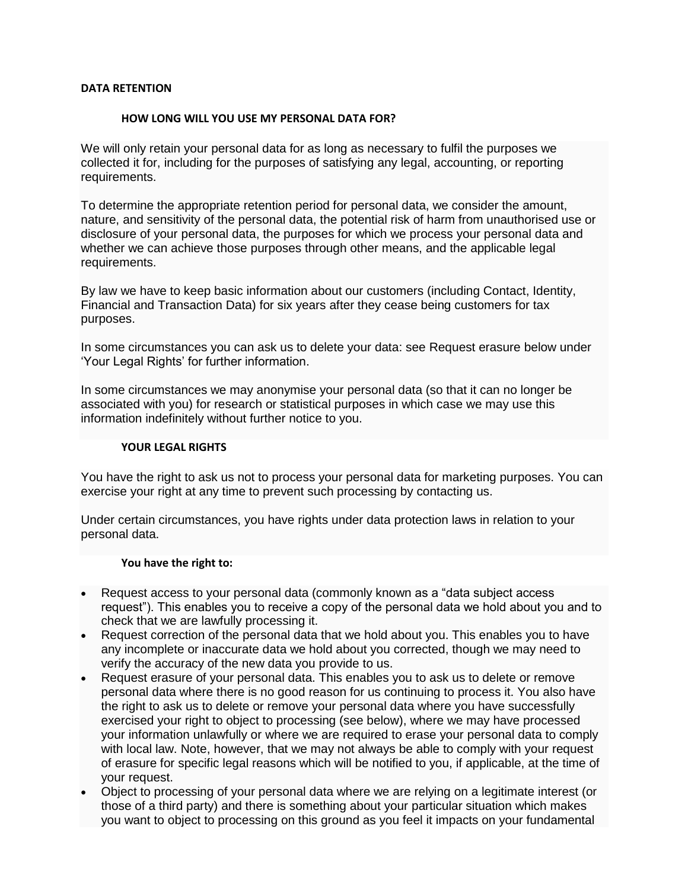## DATA RETENTION

### HOW LONG WILL YOU USE MY PERSONAL DATA FOR?

We will only retain your personal data for as long as necessary to fulfil the purposes we collected it for, including for the purposes of satisfying any legal, accounting, or reporting requirements.

To determine the appropriate retention period for personal data, we consider the amount, nature, and sensitivity of the personal data, the potential risk of harm from unauthorised use or disclosure of your personal data, the purposes for which we process your personal data and whether we can achieve those purposes through other means, and the applicable legal requirements.

By law we have to keep basic information about our customers (including Contact, Identity, Financial and Transaction Data) for six years after they cease being customers for tax purposes.

In some circumstances you can ask us to delete your data: see Request erasure below under 'Your Legal Rights' for further information.

In some circumstances we may anonymise your personal data (so that it can no longer be associated with you) for research or statistical purposes in which case we may use this information indefinitely without further notice to you.

### YOUR LEGAL RIGHTS

You have the right to ask us not to process your personal data for marketing purposes. You can exercise your right at any time to prevent such processing by contacting us.

Under certain circumstances, you have rights under data protection laws in relation to your personal data.

**You have the right to:**

- Request access to your personal data (commonly known as a "data subject access request"). This enables you to receive a copy of the personal data we hold about you and to check that we are lawfully processing it.
- Request correction of the personal data that we hold about you. This enables you to have any incomplete or inaccurate data we hold about you corrected, though we may need to verify the accuracy of the new data you provide to us.
- Request erasure of your personal data. This enables you to ask us to delete or remove personal data where there is no good reason for us continuing to process it. You also have the right to ask us to delete or remove your personal data where you have successfully exercised your right to object to processing (see below), where we may have processed your information unlawfully or where we are required to erase your personal data to comply with local law. Note, however, that we may not always be able to comply with your request of erasure for specific legal reasons which will be notified to you, if applicable, at the time of your request.
- Object to processing of your personal data where we are relying on a legitimate interest (or those of a third party) and there is something about your particular situation which makes you want to object to processing on this ground as you feel it impacts on your fundamental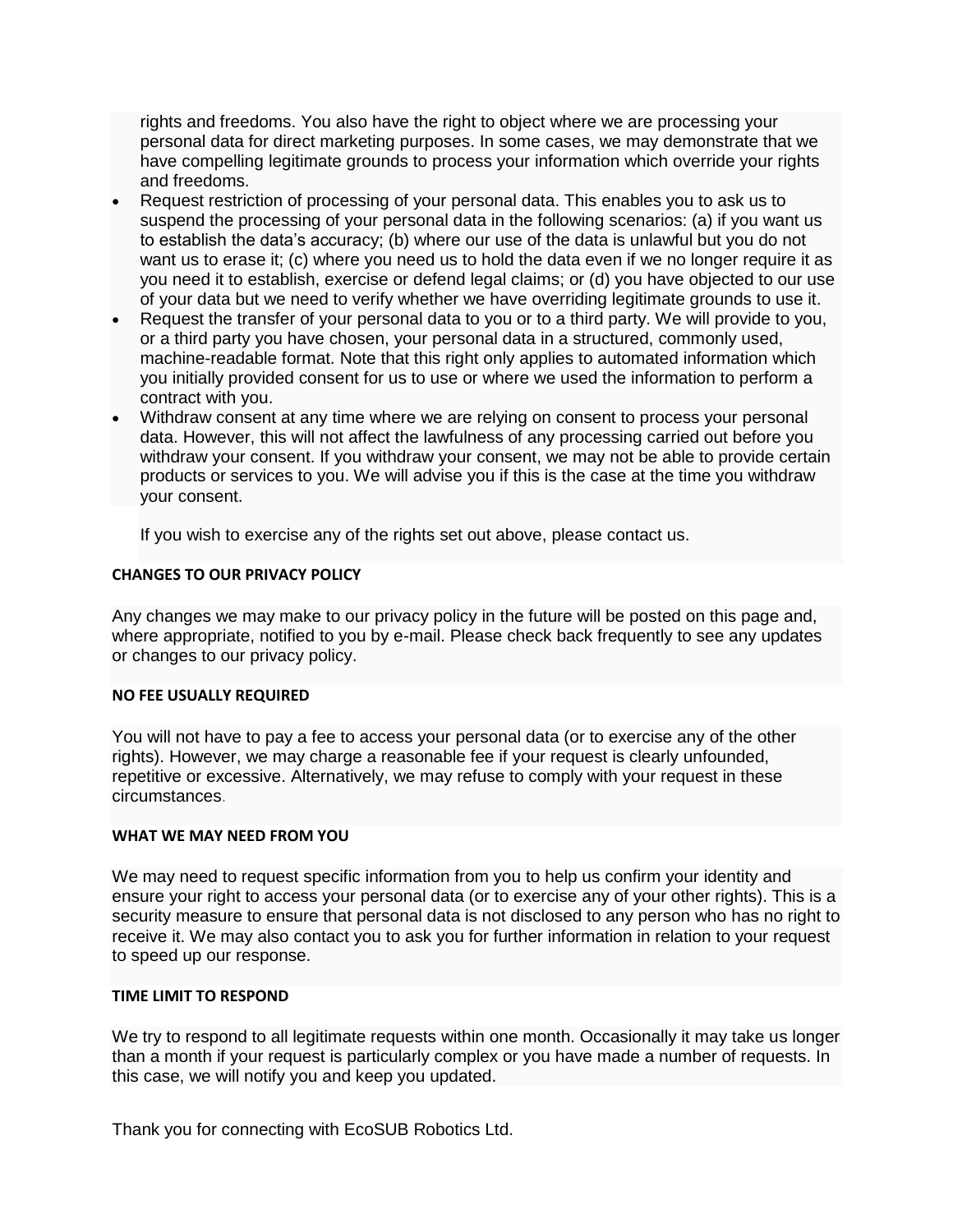rights and freedoms. You also have the right to object where we are processing your personal data for direct marketing purposes. In some cases, we may demonstrate that we have compelling legitimate grounds to process your information which override your rights and freedoms.

- Request restriction of processing of your personal data. This enables you to ask us to suspend the processing of your personal data in the following scenarios: (a) if you want us to establish the data's accuracy; (b) where our use of the data is unlawful but you do not want us to erase it; (c) where you need us to hold the data even if we no longer require it as you need it to establish, exercise or defend legal claims; or (d) you have objected to our use of your data but we need to verify whether we have overriding legitimate grounds to use it.
- Request the transfer of your personal data to you or to a third party. We will provide to you, or a third party you have chosen, your personal data in a structured, commonly used, machine-readable format. Note that this right only applies to automated information which you initially provided consent for us to use or where we used the information to perform a contract with you.
- Withdraw consent at any time where we are relying on consent to process your personal data. However, this will not affect the lawfulness of any processing carried out before you withdraw your consent. If you withdraw your consent, we may not be able to provide certain products or services to you. We will advise you if this is the case at the time you withdraw your consent.

If you wish to exercise any of the rights set out above, please contact us.

**CHANGES TO OUR PRIVACY POLICY**

Any changes we may make to our privacy policy in the future will be posted on this page and, where appropriate, notified to you by e-mail. Please check back frequently to see any updates or changes to our privacy policy.

**NO FEE USUALLY REQUIRED**

You will not have to pay a fee to access your personal data (or to exercise any of the other rights). However, we may charge a reasonable fee if your request is clearly unfounded, repetitive or excessive. Alternatively, we may refuse to comply with your request in these circumstances.

**WHAT WE MAY NEED FROM YOU**

We may need to request specific information from you to help us confirm your identity and ensure your right to access your personal data (or to exercise any of your other rights). This is a security measure to ensure that personal data is not disclosed to any person who has no right to receive it. We may also contact you to ask you for further information in relation to your request to speed up our response.

**TIME LIMIT TO RESPOND**

We try to respond to all legitimate requests within one month. Occasionally it may take us longer than a month if your request is particularly complex or you have made a number of requests. In this case, we will notify you and keep you updated.

Thank you for connecting with EcoSUB Robotics Ltd.